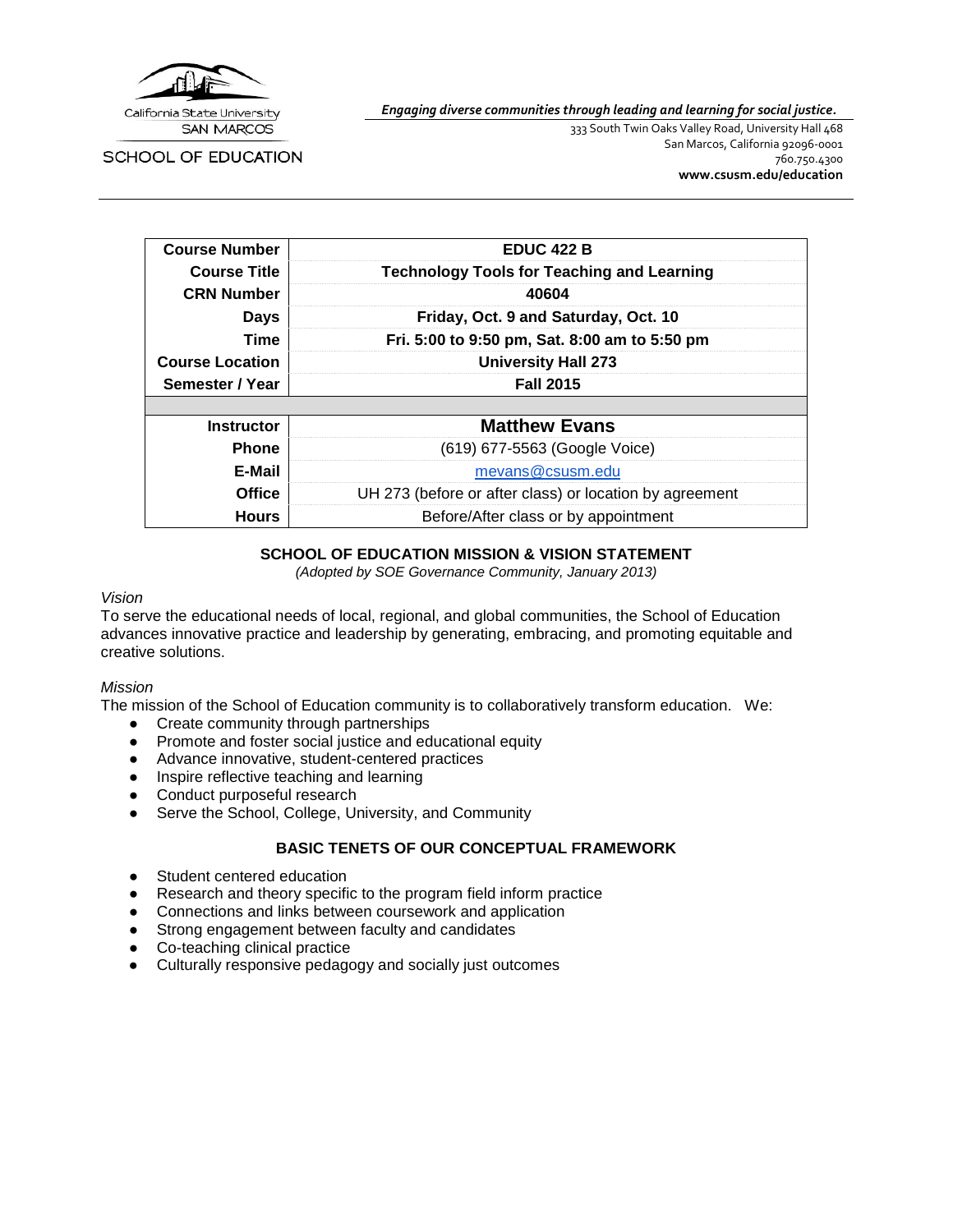California State University
SAN MARCOS

SCHOOL OF EDUCATION

***Engaging diverse communities through leading and learning for social justice.***

333 South Twin Oaks Valley Road, University Hall 468
San Marcos, California 92096-0001
760.750.4300
**www.csusm.edu/education**

| Course Number | EDUC 422 B |
|---|---|
| Course Title | Technology Tools for Teaching and Learning |
| CRN Number | 40604 |
| Days | Friday, Oct. 9 and Saturday, Oct. 10 |
| Time | Fri. 5:00 to 9:50 pm, Sat. 8:00 am to 5:50 pm |
| Course Location | University Hall 273 |
| Semester / Year | Fall 2015 |
| | |
| Instructor | Matthew Evans |
| Phone | (619) 677-5563 (Google Voice) |
| E-Mail | mevans@csusm.edu |
| Office | UH 273 (before or after class) or location by agreement |
| Hours | Before/After class or by appointment |

## SCHOOL OF EDUCATION MISSION & VISION STATEMENT

*(Adopted by SOE Governance Community, January 2013)*

*Vision*

To serve the educational needs of local, regional, and global communities, the School of Education advances innovative practice and leadership by generating, embracing, and promoting equitable and creative solutions.

*Mission*

The mission of the School of Education community is to collaboratively transform education. We:

- Create community through partnerships
- Promote and foster social justice and educational equity
- Advance innovative, student-centered practices
- Inspire reflective teaching and learning
- Conduct purposeful research
- Serve the School, College, University, and Community

## BASIC TENETS OF OUR CONCEPTUAL FRAMEWORK

- Student centered education
- Research and theory specific to the program field inform practice
- Connections and links between coursework and application
- Strong engagement between faculty and candidates
- Co-teaching clinical practice
- Culturally responsive pedagogy and socially just outcomes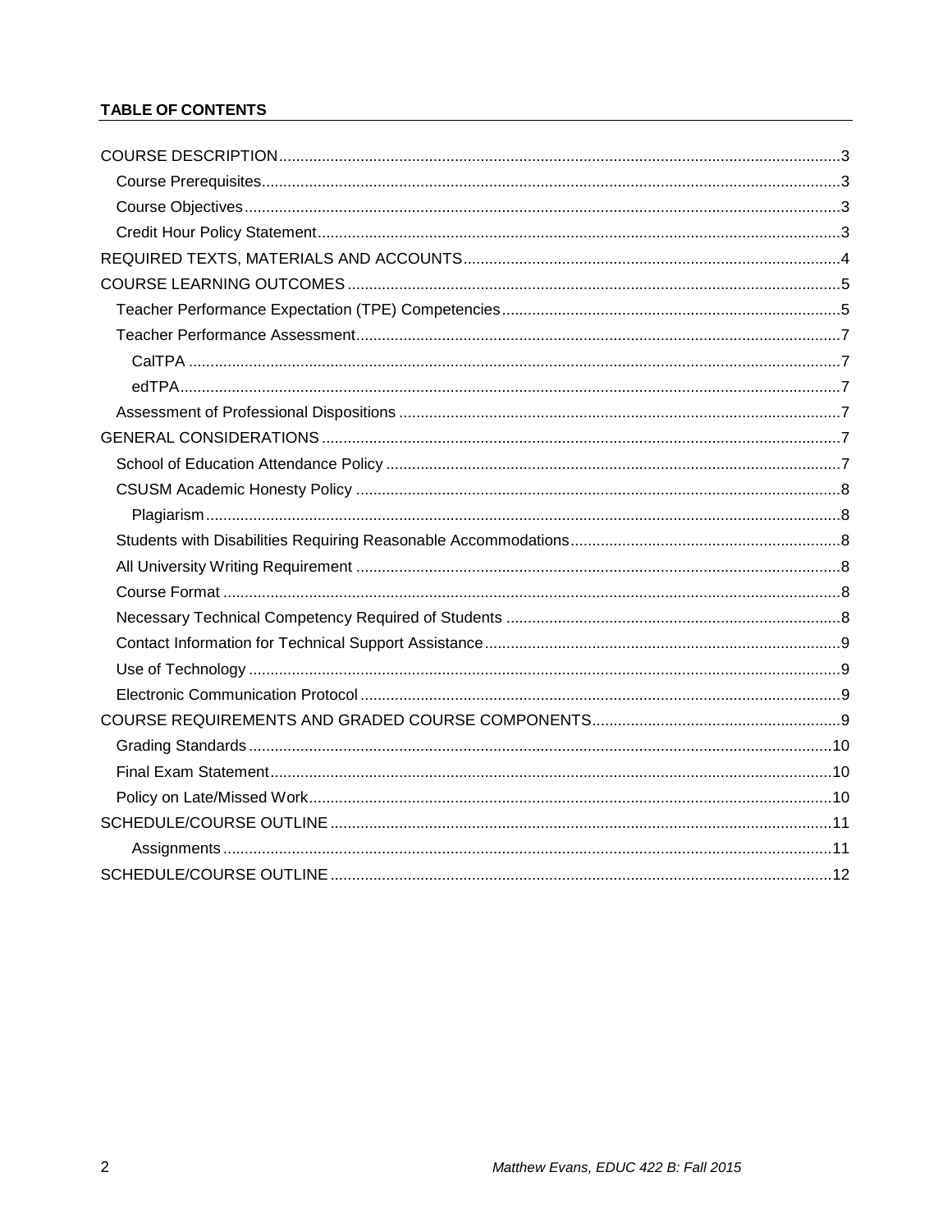**TABLE OF CONTENTS**

- COURSE DESCRIPTION .......... 3
  - Course Prerequisites .......... 3
  - Course Objectives .......... 3
  - Credit Hour Policy Statement .......... 3
- REQUIRED TEXTS, MATERIALS AND ACCOUNTS .......... 4
- COURSE LEARNING OUTCOMES .......... 5
  - Teacher Performance Expectation (TPE) Competencies .......... 5
  - Teacher Performance Assessment .......... 7
    - CalTPA .......... 7
    - edTPA .......... 7
  - Assessment of Professional Dispositions .......... 7
- GENERAL CONSIDERATIONS .......... 7
  - School of Education Attendance Policy .......... 7
  - CSUSM Academic Honesty Policy .......... 8
    - Plagiarism .......... 8
  - Students with Disabilities Requiring Reasonable Accommodations .......... 8
  - All University Writing Requirement .......... 8
  - Course Format .......... 8
  - Necessary Technical Competency Required of Students .......... 8
  - Contact Information for Technical Support Assistance .......... 9
  - Use of Technology .......... 9
  - Electronic Communication Protocol .......... 9
- COURSE REQUIREMENTS AND GRADED COURSE COMPONENTS .......... 9
  - Grading Standards .......... 10
  - Final Exam Statement .......... 10
  - Policy on Late/Missed Work .......... 10
- SCHEDULE/COURSE OUTLINE .......... 11
    - Assignments .......... 11
- SCHEDULE/COURSE OUTLINE .......... 12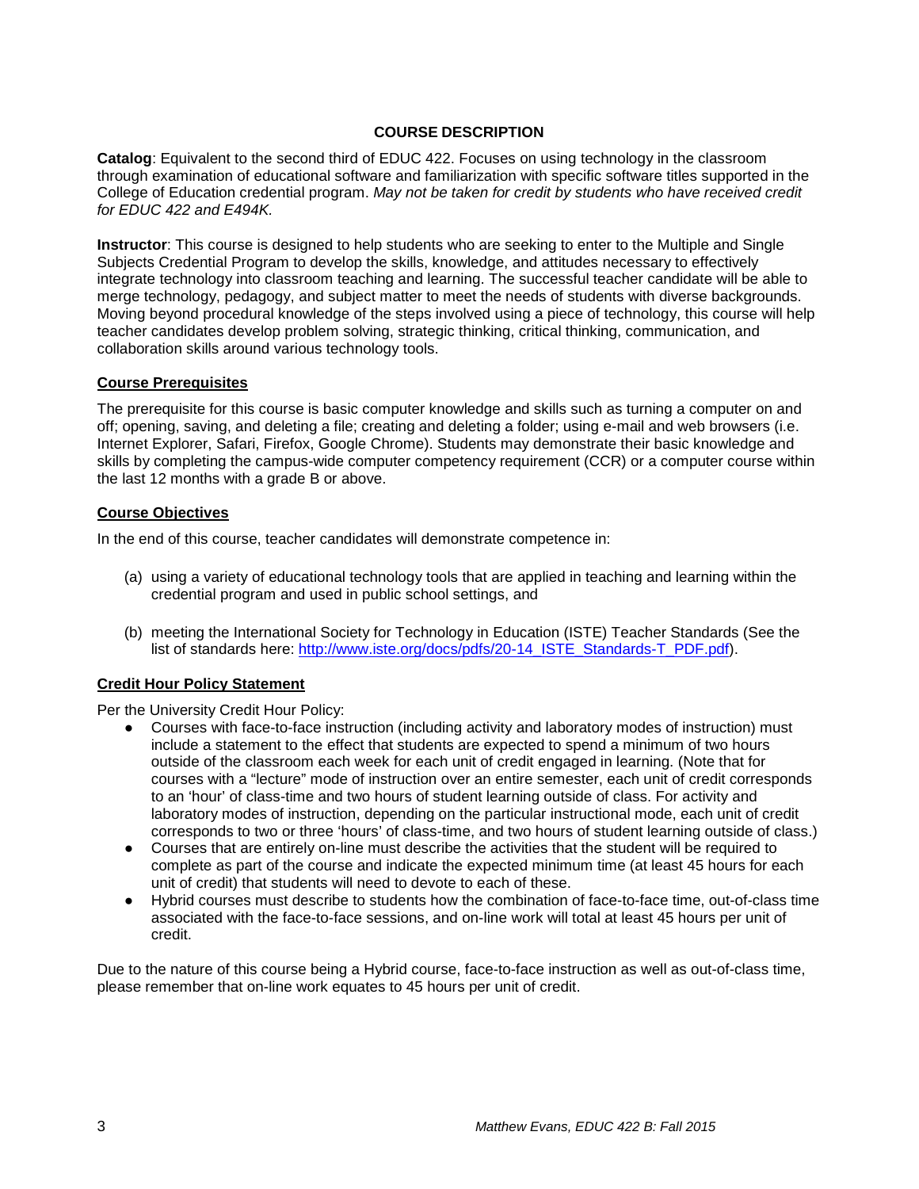## COURSE DESCRIPTION

**Catalog**: Equivalent to the second third of EDUC 422. Focuses on using technology in the classroom through examination of educational software and familiarization with specific software titles supported in the College of Education credential program. *May not be taken for credit by students who have received credit for EDUC 422 and E494K.*

**Instructor**: This course is designed to help students who are seeking to enter to the Multiple and Single Subjects Credential Program to develop the skills, knowledge, and attitudes necessary to effectively integrate technology into classroom teaching and learning. The successful teacher candidate will be able to merge technology, pedagogy, and subject matter to meet the needs of students with diverse backgrounds. Moving beyond procedural knowledge of the steps involved using a piece of technology, this course will help teacher candidates develop problem solving, strategic thinking, critical thinking, communication, and collaboration skills around various technology tools.

### Course Prerequisites

The prerequisite for this course is basic computer knowledge and skills such as turning a computer on and off; opening, saving, and deleting a file; creating and deleting a folder; using e-mail and web browsers (i.e. Internet Explorer, Safari, Firefox, Google Chrome). Students may demonstrate their basic knowledge and skills by completing the campus-wide computer competency requirement (CCR) or a computer course within the last 12 months with a grade B or above.

### Course Objectives

In the end of this course, teacher candidates will demonstrate competence in:

(a) using a variety of educational technology tools that are applied in teaching and learning within the credential program and used in public school settings, and

(b) meeting the International Society for Technology in Education (ISTE) Teacher Standards (See the list of standards here: [http://www.iste.org/docs/pdfs/20-14_ISTE_Standards-T_PDF.pdf](http://www.iste.org/docs/pdfs/20-14_ISTE_Standards-T_PDF.pdf)).

### Credit Hour Policy Statement

Per the University Credit Hour Policy:

- Courses with face-to-face instruction (including activity and laboratory modes of instruction) must include a statement to the effect that students are expected to spend a minimum of two hours outside of the classroom each week for each unit of credit engaged in learning. (Note that for courses with a "lecture" mode of instruction over an entire semester, each unit of credit corresponds to an 'hour' of class-time and two hours of student learning outside of class. For activity and laboratory modes of instruction, depending on the particular instructional mode, each unit of credit corresponds to two or three 'hours' of class-time, and two hours of student learning outside of class.)
- Courses that are entirely on-line must describe the activities that the student will be required to complete as part of the course and indicate the expected minimum time (at least 45 hours for each unit of credit) that students will need to devote to each of these.
- Hybrid courses must describe to students how the combination of face-to-face time, out-of-class time associated with the face-to-face sessions, and on-line work will total at least 45 hours per unit of credit.

Due to the nature of this course being a Hybrid course, face-to-face instruction as well as out-of-class time, please remember that on-line work equates to 45 hours per unit of credit.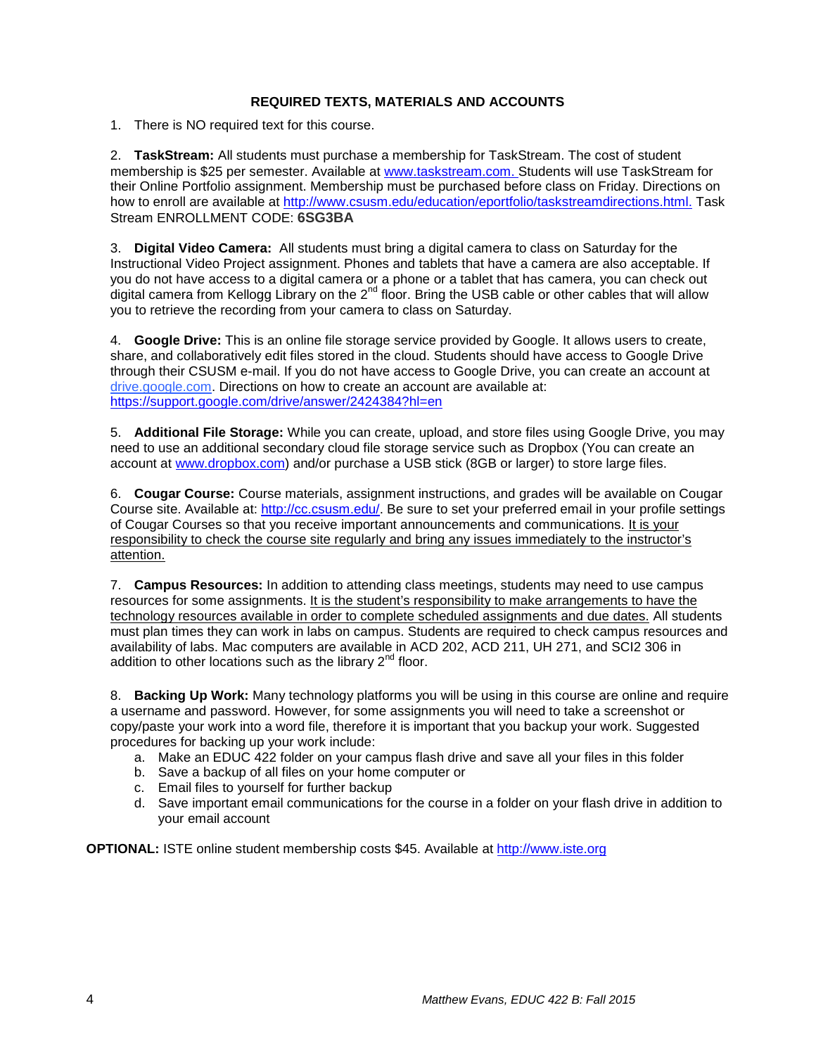## REQUIRED TEXTS, MATERIALS AND ACCOUNTS

1. There is NO required text for this course.

2. **TaskStream:** All students must purchase a membership for TaskStream. The cost of student membership is $25 per semester. Available at www.taskstream.com. Students will use TaskStream for their Online Portfolio assignment. Membership must be purchased before class on Friday. Directions on how to enroll are available at http://www.csusm.edu/education/eportfolio/taskstreamdirections.html. Task Stream ENROLLMENT CODE: **6SG3BA**

3. **Digital Video Camera:** All students must bring a digital camera to class on Saturday for the Instructional Video Project assignment. Phones and tablets that have a camera are also acceptable. If you do not have access to a digital camera or a phone or a tablet that has camera, you can check out digital camera from Kellogg Library on the 2nd floor. Bring the USB cable or other cables that will allow you to retrieve the recording from your camera to class on Saturday.

4. **Google Drive:** This is an online file storage service provided by Google. It allows users to create, share, and collaboratively edit files stored in the cloud. Students should have access to Google Drive through their CSUSM e-mail. If you do not have access to Google Drive, you can create an account at drive.google.com. Directions on how to create an account are available at: https://support.google.com/drive/answer/2424384?hl=en

5. **Additional File Storage:** While you can create, upload, and store files using Google Drive, you may need to use an additional secondary cloud file storage service such as Dropbox (You can create an account at www.dropbox.com) and/or purchase a USB stick (8GB or larger) to store large files.

6. **Cougar Course:** Course materials, assignment instructions, and grades will be available on Cougar Course site. Available at: http://cc.csusm.edu/. Be sure to set your preferred email in your profile settings of Cougar Courses so that you receive important announcements and communications. <u>It is your responsibility to check the course site regularly and bring any issues immediately to the instructor's attention.</u>

7. **Campus Resources:** In addition to attending class meetings, students may need to use campus resources for some assignments. <u>It is the student's responsibility to make arrangements to have the technology resources available in order to complete scheduled assignments and due dates.</u> All students must plan times they can work in labs on campus. Students are required to check campus resources and availability of labs. Mac computers are available in ACD 202, ACD 211, UH 271, and SCI2 306 in addition to other locations such as the library 2nd floor.

8. **Backing Up Work:** Many technology platforms you will be using in this course are online and require a username and password. However, for some assignments you will need to take a screenshot or copy/paste your work into a word file, therefore it is important that you backup your work. Suggested procedures for backing up your work include:
   a. Make an EDUC 422 folder on your campus flash drive and save all your files in this folder
   b. Save a backup of all files on your home computer or
   c. Email files to yourself for further backup
   d. Save important email communications for the course in a folder on your flash drive in addition to your email account

**OPTIONAL:** ISTE online student membership costs $45. Available at http://www.iste.org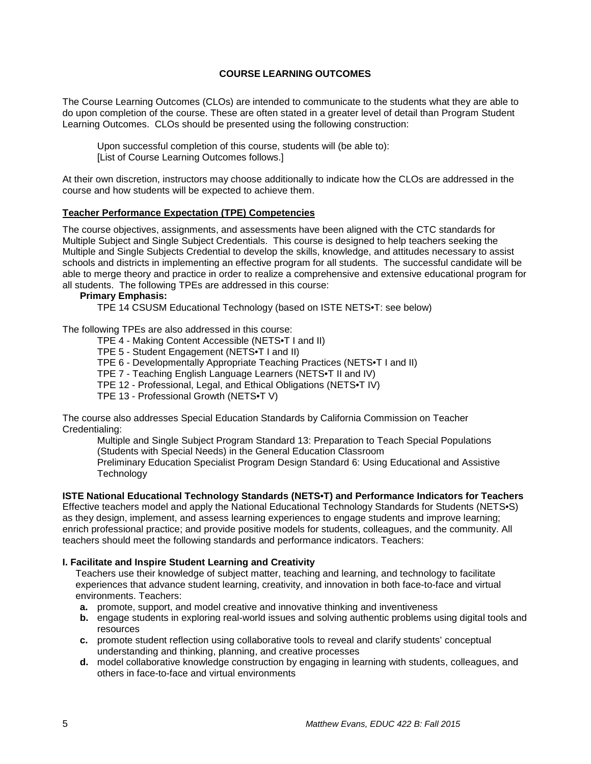## COURSE LEARNING OUTCOMES

The Course Learning Outcomes (CLOs) are intended to communicate to the students what they are able to do upon completion of the course. These are often stated in a greater level of detail than Program Student Learning Outcomes. CLOs should be presented using the following construction:

> Upon successful completion of this course, students will (be able to):
> [List of Course Learning Outcomes follows.]

At their own discretion, instructors may choose additionally to indicate how the CLOs are addressed in the course and how students will be expected to achieve them.

### Teacher Performance Expectation (TPE) Competencies

The course objectives, assignments, and assessments have been aligned with the CTC standards for Multiple Subject and Single Subject Credentials. This course is designed to help teachers seeking the Multiple and Single Subjects Credential to develop the skills, knowledge, and attitudes necessary to assist schools and districts in implementing an effective program for all students. The successful candidate will be able to merge theory and practice in order to realize a comprehensive and extensive educational program for all students. The following TPEs are addressed in this course:

**Primary Emphasis:**

TPE 14 CSUSM Educational Technology (based on ISTE NETS•T: see below)

The following TPEs are also addressed in this course:

- TPE 4 - Making Content Accessible (NETS•T I and II)
- TPE 5 - Student Engagement (NETS•T I and II)
- TPE 6 - Developmentally Appropriate Teaching Practices (NETS•T I and II)
- TPE 7 - Teaching English Language Learners (NETS•T II and IV)
- TPE 12 - Professional, Legal, and Ethical Obligations (NETS•T IV)
- TPE 13 - Professional Growth (NETS•T V)

The course also addresses Special Education Standards by California Commission on Teacher Credentialing:

Multiple and Single Subject Program Standard 13: Preparation to Teach Special Populations (Students with Special Needs) in the General Education Classroom

Preliminary Education Specialist Program Design Standard 6: Using Educational and Assistive Technology

**ISTE National Educational Technology Standards (NETS•T) and Performance Indicators for Teachers**

Effective teachers model and apply the National Educational Technology Standards for Students (NETS•S) as they design, implement, and assess learning experiences to engage students and improve learning; enrich professional practice; and provide positive models for students, colleagues, and the community. All teachers should meet the following standards and performance indicators. Teachers:

**I. Facilitate and Inspire Student Learning and Creativity**

Teachers use their knowledge of subject matter, teaching and learning, and technology to facilitate experiences that advance student learning, creativity, and innovation in both face-to-face and virtual environments. Teachers:

- **a.** promote, support, and model creative and innovative thinking and inventiveness
- **b.** engage students in exploring real-world issues and solving authentic problems using digital tools and resources
- **c.** promote student reflection using collaborative tools to reveal and clarify students' conceptual understanding and thinking, planning, and creative processes
- **d.** model collaborative knowledge construction by engaging in learning with students, colleagues, and others in face-to-face and virtual environments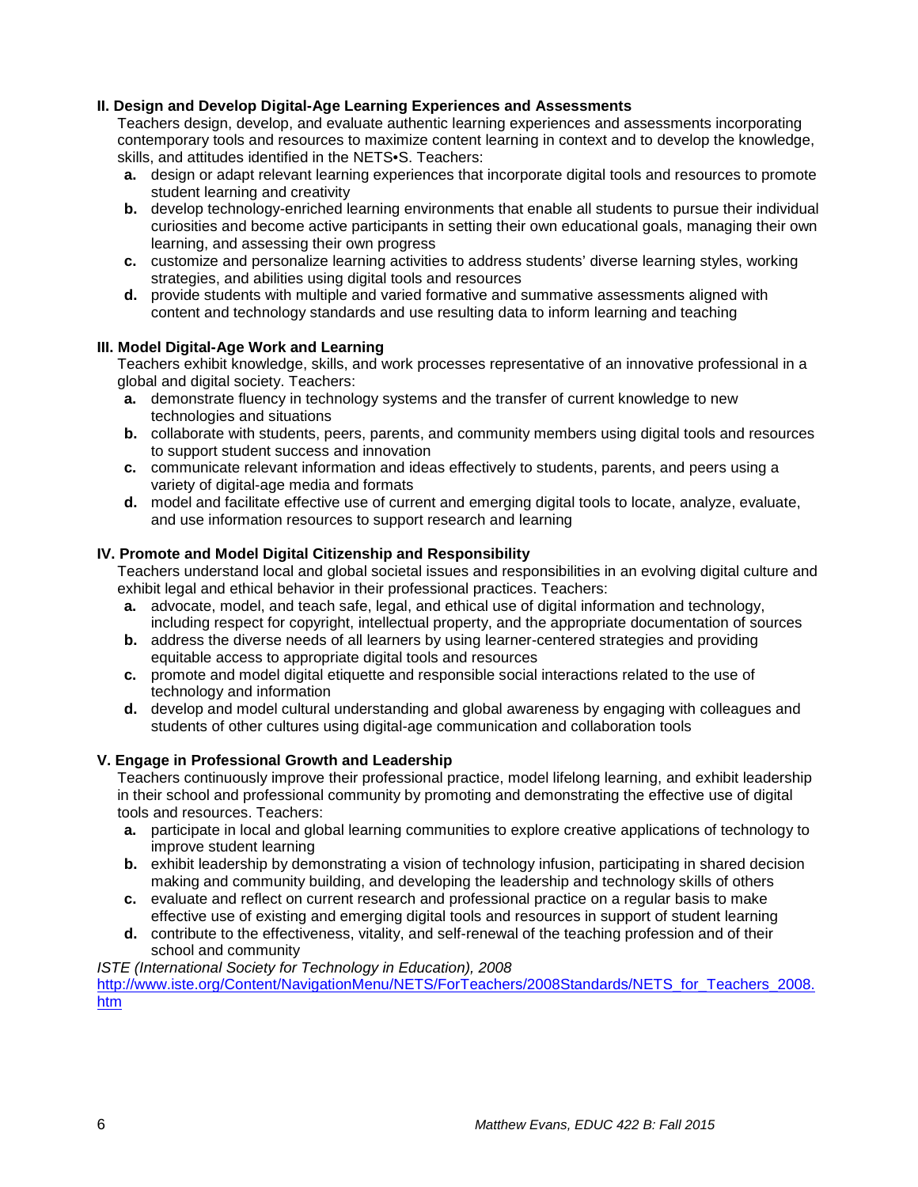**II. Design and Develop Digital-Age Learning Experiences and Assessments**

Teachers design, develop, and evaluate authentic learning experiences and assessments incorporating contemporary tools and resources to maximize content learning in context and to develop the knowledge, skills, and attitudes identified in the NETS•S. Teachers:

- **a.** design or adapt relevant learning experiences that incorporate digital tools and resources to promote student learning and creativity
- **b.** develop technology-enriched learning environments that enable all students to pursue their individual curiosities and become active participants in setting their own educational goals, managing their own learning, and assessing their own progress
- **c.** customize and personalize learning activities to address students' diverse learning styles, working strategies, and abilities using digital tools and resources
- **d.** provide students with multiple and varied formative and summative assessments aligned with content and technology standards and use resulting data to inform learning and teaching

**III. Model Digital-Age Work and Learning**

Teachers exhibit knowledge, skills, and work processes representative of an innovative professional in a global and digital society. Teachers:

- **a.** demonstrate fluency in technology systems and the transfer of current knowledge to new technologies and situations
- **b.** collaborate with students, peers, parents, and community members using digital tools and resources to support student success and innovation
- **c.** communicate relevant information and ideas effectively to students, parents, and peers using a variety of digital-age media and formats
- **d.** model and facilitate effective use of current and emerging digital tools to locate, analyze, evaluate, and use information resources to support research and learning

**IV. Promote and Model Digital Citizenship and Responsibility**

Teachers understand local and global societal issues and responsibilities in an evolving digital culture and exhibit legal and ethical behavior in their professional practices. Teachers:

- **a.** advocate, model, and teach safe, legal, and ethical use of digital information and technology, including respect for copyright, intellectual property, and the appropriate documentation of sources
- **b.** address the diverse needs of all learners by using learner-centered strategies and providing equitable access to appropriate digital tools and resources
- **c.** promote and model digital etiquette and responsible social interactions related to the use of technology and information
- **d.** develop and model cultural understanding and global awareness by engaging with colleagues and students of other cultures using digital-age communication and collaboration tools

**V. Engage in Professional Growth and Leadership**

Teachers continuously improve their professional practice, model lifelong learning, and exhibit leadership in their school and professional community by promoting and demonstrating the effective use of digital tools and resources. Teachers:

- **a.** participate in local and global learning communities to explore creative applications of technology to improve student learning
- **b.** exhibit leadership by demonstrating a vision of technology infusion, participating in shared decision making and community building, and developing the leadership and technology skills of others
- **c.** evaluate and reflect on current research and professional practice on a regular basis to make effective use of existing and emerging digital tools and resources in support of student learning
- **d.** contribute to the effectiveness, vitality, and self-renewal of the teaching profession and of their school and community

*ISTE (International Society for Technology in Education), 2008*
http://www.iste.org/Content/NavigationMenu/NETS/ForTeachers/2008Standards/NETS_for_Teachers_2008.htm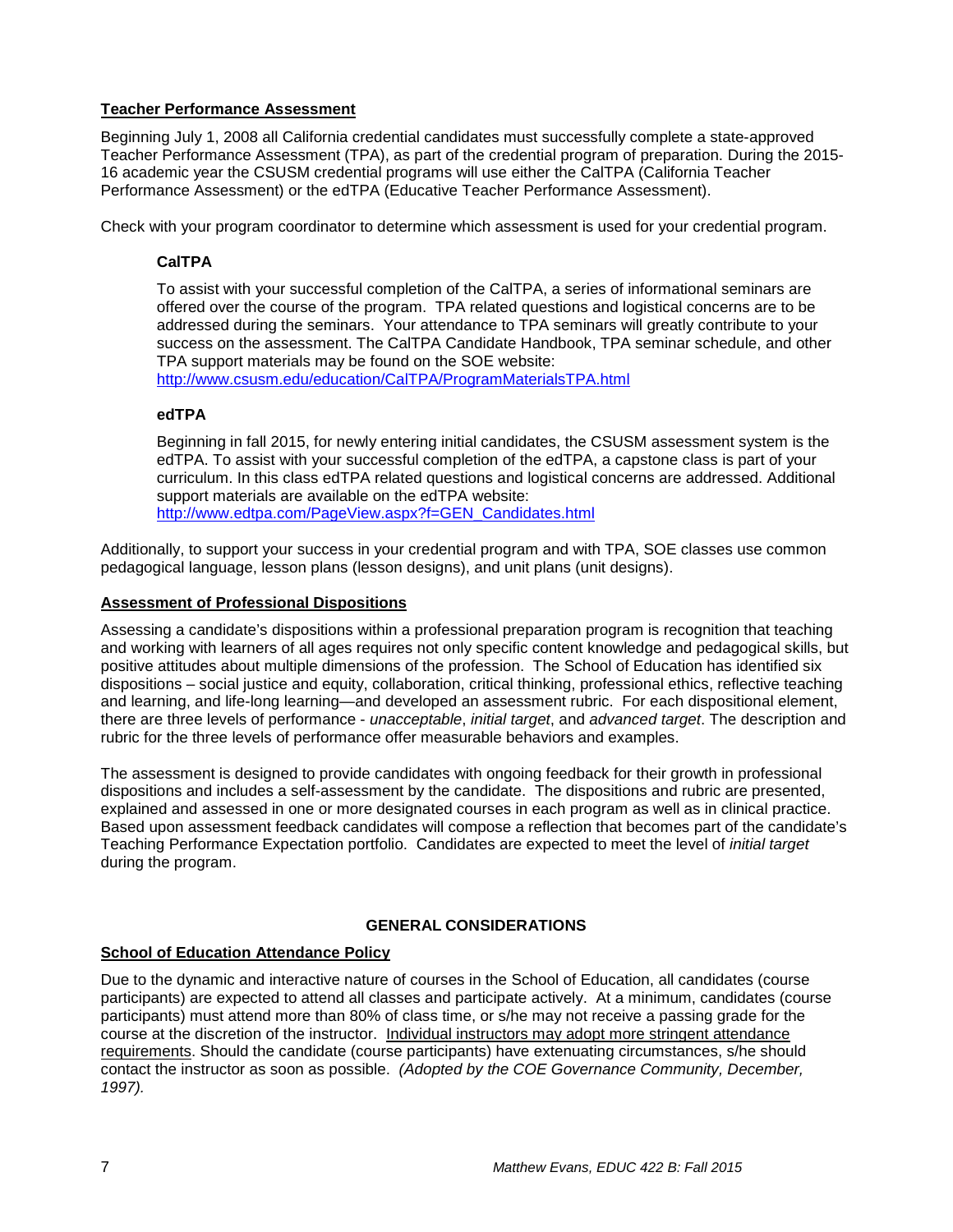**Teacher Performance Assessment**

Beginning July 1, 2008 all California credential candidates must successfully complete a state-approved Teacher Performance Assessment (TPA), as part of the credential program of preparation. During the 2015-16 academic year the CSUSM credential programs will use either the CalTPA (California Teacher Performance Assessment) or the edTPA (Educative Teacher Performance Assessment).

Check with your program coordinator to determine which assessment is used for your credential program.

**CalTPA**

To assist with your successful completion of the CalTPA, a series of informational seminars are offered over the course of the program. TPA related questions and logistical concerns are to be addressed during the seminars. Your attendance to TPA seminars will greatly contribute to your success on the assessment. The CalTPA Candidate Handbook, TPA seminar schedule, and other TPA support materials may be found on the SOE website: http://www.csusm.edu/education/CalTPA/ProgramMaterialsTPA.html

**edTPA**

Beginning in fall 2015, for newly entering initial candidates, the CSUSM assessment system is the edTPA. To assist with your successful completion of the edTPA, a capstone class is part of your curriculum. In this class edTPA related questions and logistical concerns are addressed. Additional support materials are available on the edTPA website: http://www.edtpa.com/PageView.aspx?f=GEN_Candidates.html

Additionally, to support your success in your credential program and with TPA, SOE classes use common pedagogical language, lesson plans (lesson designs), and unit plans (unit designs).

**Assessment of Professional Dispositions**

Assessing a candidate's dispositions within a professional preparation program is recognition that teaching and working with learners of all ages requires not only specific content knowledge and pedagogical skills, but positive attitudes about multiple dimensions of the profession. The School of Education has identified six dispositions – social justice and equity, collaboration, critical thinking, professional ethics, reflective teaching and learning, and life-long learning—and developed an assessment rubric. For each dispositional element, there are three levels of performance - *unacceptable*, *initial target*, and *advanced target*. The description and rubric for the three levels of performance offer measurable behaviors and examples.

The assessment is designed to provide candidates with ongoing feedback for their growth in professional dispositions and includes a self-assessment by the candidate. The dispositions and rubric are presented, explained and assessed in one or more designated courses in each program as well as in clinical practice. Based upon assessment feedback candidates will compose a reflection that becomes part of the candidate's Teaching Performance Expectation portfolio. Candidates are expected to meet the level of *initial target* during the program.

## GENERAL CONSIDERATIONS

**School of Education Attendance Policy**

Due to the dynamic and interactive nature of courses in the School of Education, all candidates (course participants) are expected to attend all classes and participate actively. At a minimum, candidates (course participants) must attend more than 80% of class time, or s/he may not receive a passing grade for the course at the discretion of the instructor. Individual instructors may adopt more stringent attendance requirements. Should the candidate (course participants) have extenuating circumstances, s/he should contact the instructor as soon as possible. *(Adopted by the COE Governance Community, December, 1997).*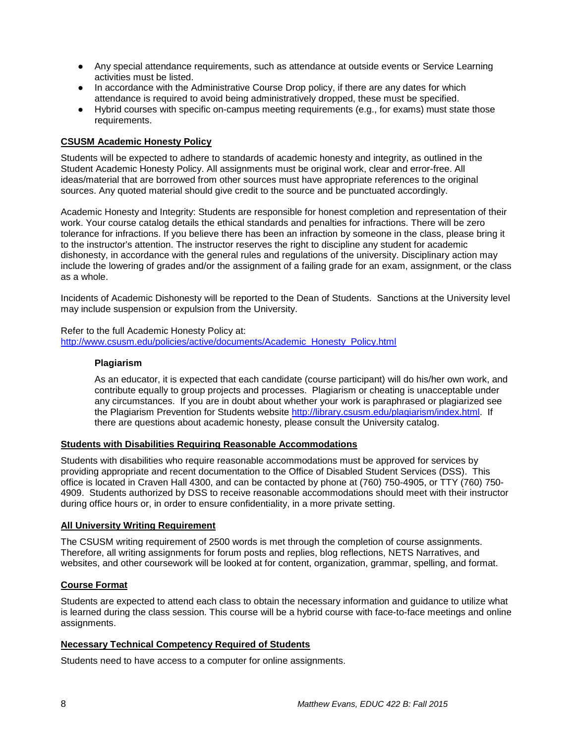- Any special attendance requirements, such as attendance at outside events or Service Learning activities must be listed.
- In accordance with the Administrative Course Drop policy, if there are any dates for which attendance is required to avoid being administratively dropped, these must be specified.
- Hybrid courses with specific on-campus meeting requirements (e.g., for exams) must state those requirements.

## CSUSM Academic Honesty Policy

Students will be expected to adhere to standards of academic honesty and integrity, as outlined in the Student Academic Honesty Policy. All assignments must be original work, clear and error-free. All ideas/material that are borrowed from other sources must have appropriate references to the original sources. Any quoted material should give credit to the source and be punctuated accordingly.

Academic Honesty and Integrity: Students are responsible for honest completion and representation of their work. Your course catalog details the ethical standards and penalties for infractions. There will be zero tolerance for infractions. If you believe there has been an infraction by someone in the class, please bring it to the instructor's attention. The instructor reserves the right to discipline any student for academic dishonesty, in accordance with the general rules and regulations of the university. Disciplinary action may include the lowering of grades and/or the assignment of a failing grade for an exam, assignment, or the class as a whole.

Incidents of Academic Dishonesty will be reported to the Dean of Students. Sanctions at the University level may include suspension or expulsion from the University.

Refer to the full Academic Honesty Policy at:
http://www.csusm.edu/policies/active/documents/Academic_Honesty_Policy.html

### Plagiarism

As an educator, it is expected that each candidate (course participant) will do his/her own work, and contribute equally to group projects and processes. Plagiarism or cheating is unacceptable under any circumstances. If you are in doubt about whether your work is paraphrased or plagiarized see the Plagiarism Prevention for Students website http://library.csusm.edu/plagiarism/index.html. If there are questions about academic honesty, please consult the University catalog.

## Students with Disabilities Requiring Reasonable Accommodations

Students with disabilities who require reasonable accommodations must be approved for services by providing appropriate and recent documentation to the Office of Disabled Student Services (DSS). This office is located in Craven Hall 4300, and can be contacted by phone at (760) 750-4905, or TTY (760) 750-4909. Students authorized by DSS to receive reasonable accommodations should meet with their instructor during office hours or, in order to ensure confidentiality, in a more private setting.

## All University Writing Requirement

The CSUSM writing requirement of 2500 words is met through the completion of course assignments. Therefore, all writing assignments for forum posts and replies, blog reflections, NETS Narratives, and websites, and other coursework will be looked at for content, organization, grammar, spelling, and format.

## Course Format

Students are expected to attend each class to obtain the necessary information and guidance to utilize what is learned during the class session. This course will be a hybrid course with face-to-face meetings and online assignments.

## Necessary Technical Competency Required of Students

Students need to have access to a computer for online assignments.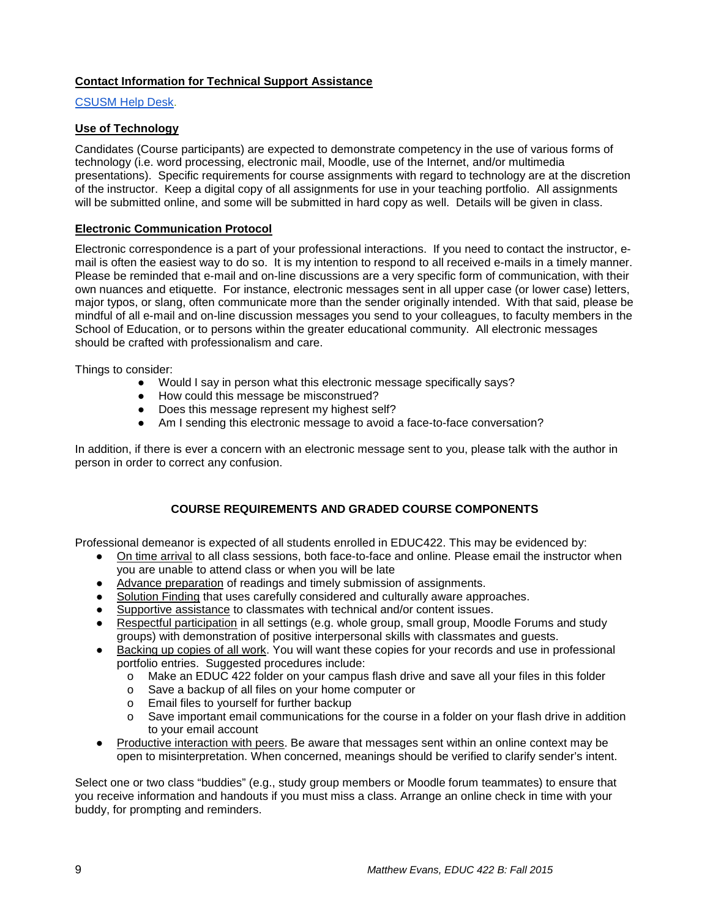**Contact Information for Technical Support Assistance**

CSUSM Help Desk.

**Use of Technology**

Candidates (Course participants) are expected to demonstrate competency in the use of various forms of technology (i.e. word processing, electronic mail, Moodle, use of the Internet, and/or multimedia presentations). Specific requirements for course assignments with regard to technology are at the discretion of the instructor. Keep a digital copy of all assignments for use in your teaching portfolio. All assignments will be submitted online, and some will be submitted in hard copy as well. Details will be given in class.

**Electronic Communication Protocol**

Electronic correspondence is a part of your professional interactions. If you need to contact the instructor, e-mail is often the easiest way to do so. It is my intention to respond to all received e-mails in a timely manner. Please be reminded that e-mail and on-line discussions are a very specific form of communication, with their own nuances and etiquette. For instance, electronic messages sent in all upper case (or lower case) letters, major typos, or slang, often communicate more than the sender originally intended. With that said, please be mindful of all e-mail and on-line discussion messages you send to your colleagues, to faculty members in the School of Education, or to persons within the greater educational community. All electronic messages should be crafted with professionalism and care.

Things to consider:

- Would I say in person what this electronic message specifically says?
- How could this message be misconstrued?
- Does this message represent my highest self?
- Am I sending this electronic message to avoid a face-to-face conversation?

In addition, if there is ever a concern with an electronic message sent to you, please talk with the author in person in order to correct any confusion.

## COURSE REQUIREMENTS AND GRADED COURSE COMPONENTS

Professional demeanor is expected of all students enrolled in EDUC422. This may be evidenced by:

- On time arrival to all class sessions, both face-to-face and online. Please email the instructor when you are unable to attend class or when you will be late
- Advance preparation of readings and timely submission of assignments.
- Solution Finding that uses carefully considered and culturally aware approaches.
- Supportive assistance to classmates with technical and/or content issues.
- Respectful participation in all settings (e.g. whole group, small group, Moodle Forums and study groups) with demonstration of positive interpersonal skills with classmates and guests.
- Backing up copies of all work. You will want these copies for your records and use in professional portfolio entries. Suggested procedures include:
  - Make an EDUC 422 folder on your campus flash drive and save all your files in this folder
  - Save a backup of all files on your home computer or
  - Email files to yourself for further backup
  - Save important email communications for the course in a folder on your flash drive in addition to your email account
- Productive interaction with peers. Be aware that messages sent within an online context may be open to misinterpretation. When concerned, meanings should be verified to clarify sender's intent.

Select one or two class "buddies" (e.g., study group members or Moodle forum teammates) to ensure that you receive information and handouts if you must miss a class. Arrange an online check in time with your buddy, for prompting and reminders.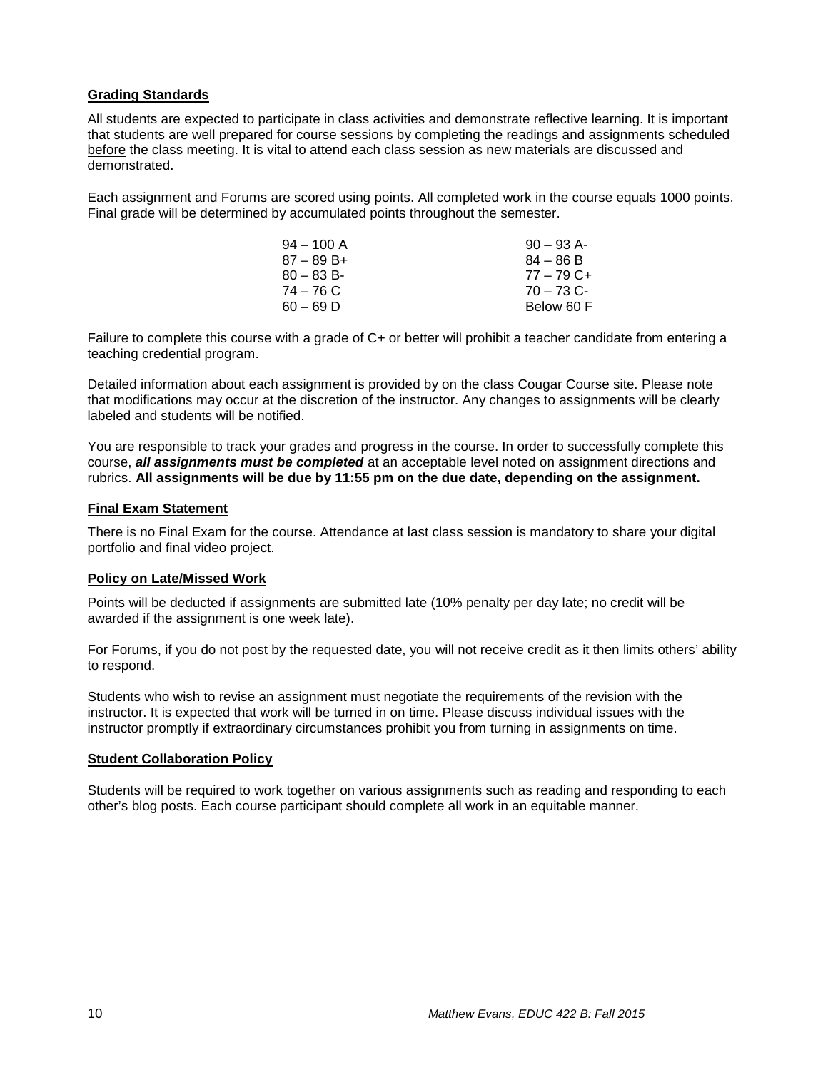## Grading Standards

All students are expected to participate in class activities and demonstrate reflective learning. It is important that students are well prepared for course sessions by completing the readings and assignments scheduled before the class meeting. It is vital to attend each class session as new materials are discussed and demonstrated.

Each assignment and Forums are scored using points. All completed work in the course equals 1000 points. Final grade will be determined by accumulated points throughout the semester.

| | |
|---|---|
| 94 – 100 A | 90 – 93 A- |
| 87 – 89 B+ | 84 – 86 B |
| 80 – 83 B- | 77 – 79 C+ |
| 74 – 76 C | 70 – 73 C- |
| 60 – 69 D | Below 60 F |

Failure to complete this course with a grade of C+ or better will prohibit a teacher candidate from entering a teaching credential program.

Detailed information about each assignment is provided by on the class Cougar Course site. Please note that modifications may occur at the discretion of the instructor. Any changes to assignments will be clearly labeled and students will be notified.

You are responsible to track your grades and progress in the course. In order to successfully complete this course, ***all assignments must be completed*** at an acceptable level noted on assignment directions and rubrics. **All assignments will be due by 11:55 pm on the due date, depending on the assignment.**

## Final Exam Statement

There is no Final Exam for the course. Attendance at last class session is mandatory to share your digital portfolio and final video project.

## Policy on Late/Missed Work

Points will be deducted if assignments are submitted late (10% penalty per day late; no credit will be awarded if the assignment is one week late).

For Forums, if you do not post by the requested date, you will not receive credit as it then limits others' ability to respond.

Students who wish to revise an assignment must negotiate the requirements of the revision with the instructor. It is expected that work will be turned in on time. Please discuss individual issues with the instructor promptly if extraordinary circumstances prohibit you from turning in assignments on time.

## Student Collaboration Policy

Students will be required to work together on various assignments such as reading and responding to each other's blog posts. Each course participant should complete all work in an equitable manner.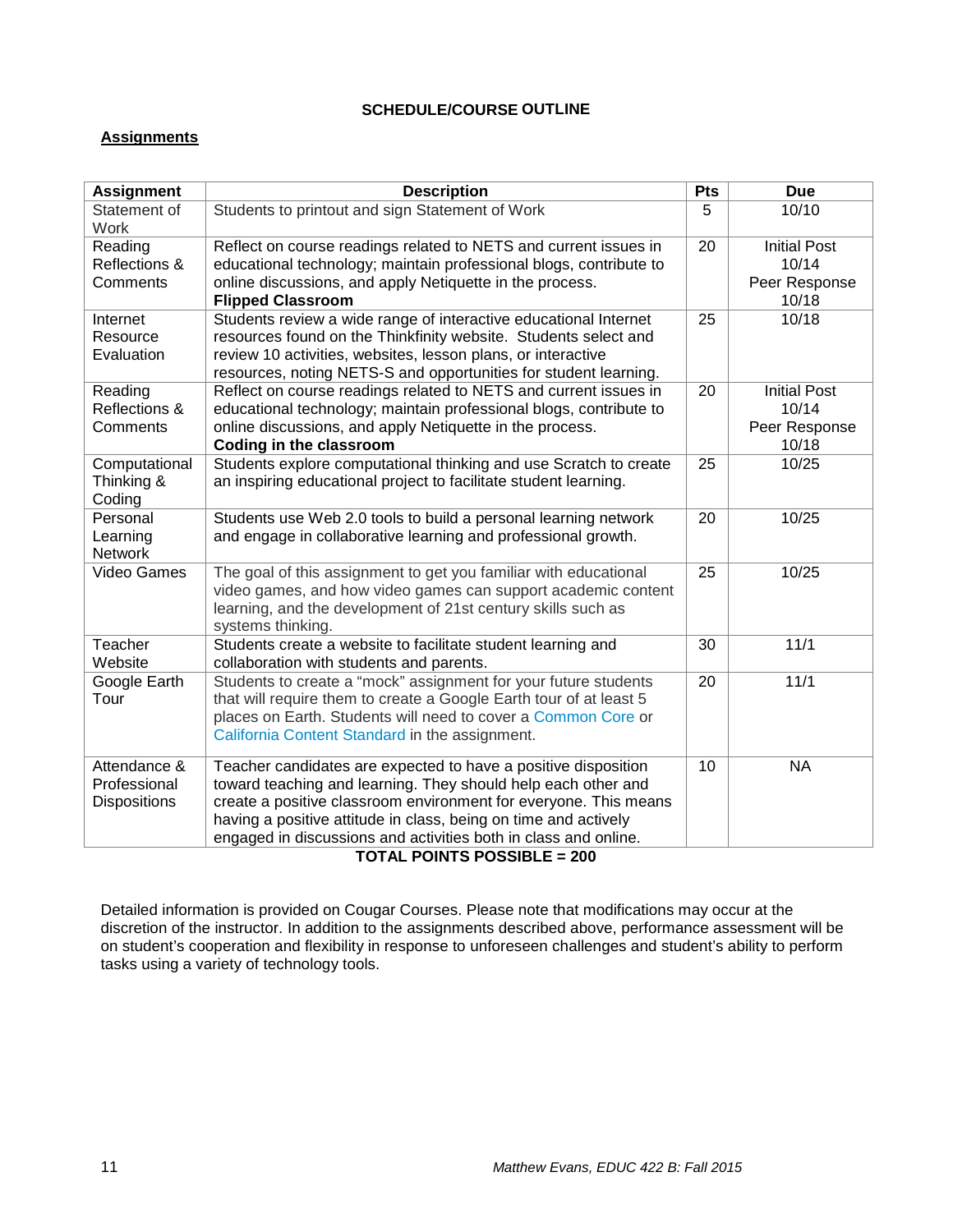## SCHEDULE/COURSE OUTLINE

**Assignments**

| Assignment | Description | Pts | Due |
|---|---|---|---|
| Statement of Work | Students to printout and sign Statement of Work | 5 | 10/10 |
| Reading Reflections & Comments | Reflect on course readings related to NETS and current issues in educational technology; maintain professional blogs, contribute to online discussions, and apply Netiquette in the process. **Flipped Classroom** | 20 | Initial Post 10/14 Peer Response 10/18 |
| Internet Resource Evaluation | Students review a wide range of interactive educational Internet resources found on the Thinkfinity website. Students select and review 10 activities, websites, lesson plans, or interactive resources, noting NETS-S and opportunities for student learning. | 25 | 10/18 |
| Reading Reflections & Comments | Reflect on course readings related to NETS and current issues in educational technology; maintain professional blogs, contribute to online discussions, and apply Netiquette in the process. **Coding in the classroom** | 20 | Initial Post 10/14 Peer Response 10/18 |
| Computational Thinking & Coding | Students explore computational thinking and use Scratch to create an inspiring educational project to facilitate student learning. | 25 | 10/25 |
| Personal Learning Network | Students use Web 2.0 tools to build a personal learning network and engage in collaborative learning and professional growth. | 20 | 10/25 |
| Video Games | The goal of this assignment to get you familiar with educational video games, and how video games can support academic content learning, and the development of 21st century skills such as systems thinking. | 25 | 10/25 |
| Teacher Website | Students create a website to facilitate student learning and collaboration with students and parents. | 30 | 11/1 |
| Google Earth Tour | Students to create a "mock" assignment for your future students that will require them to create a Google Earth tour of at least 5 places on Earth. Students will need to cover a Common Core or California Content Standard in the assignment. | 20 | 11/1 |
| Attendance & Professional Dispositions | Teacher candidates are expected to have a positive disposition toward teaching and learning. They should help each other and create a positive classroom environment for everyone. This means having a positive attitude in class, being on time and actively engaged in discussions and activities both in class and online. | 10 | NA |

**TOTAL POINTS POSSIBLE = 200**

Detailed information is provided on Cougar Courses. Please note that modifications may occur at the discretion of the instructor. In addition to the assignments described above, performance assessment will be on student's cooperation and flexibility in response to unforeseen challenges and student's ability to perform tasks using a variety of technology tools.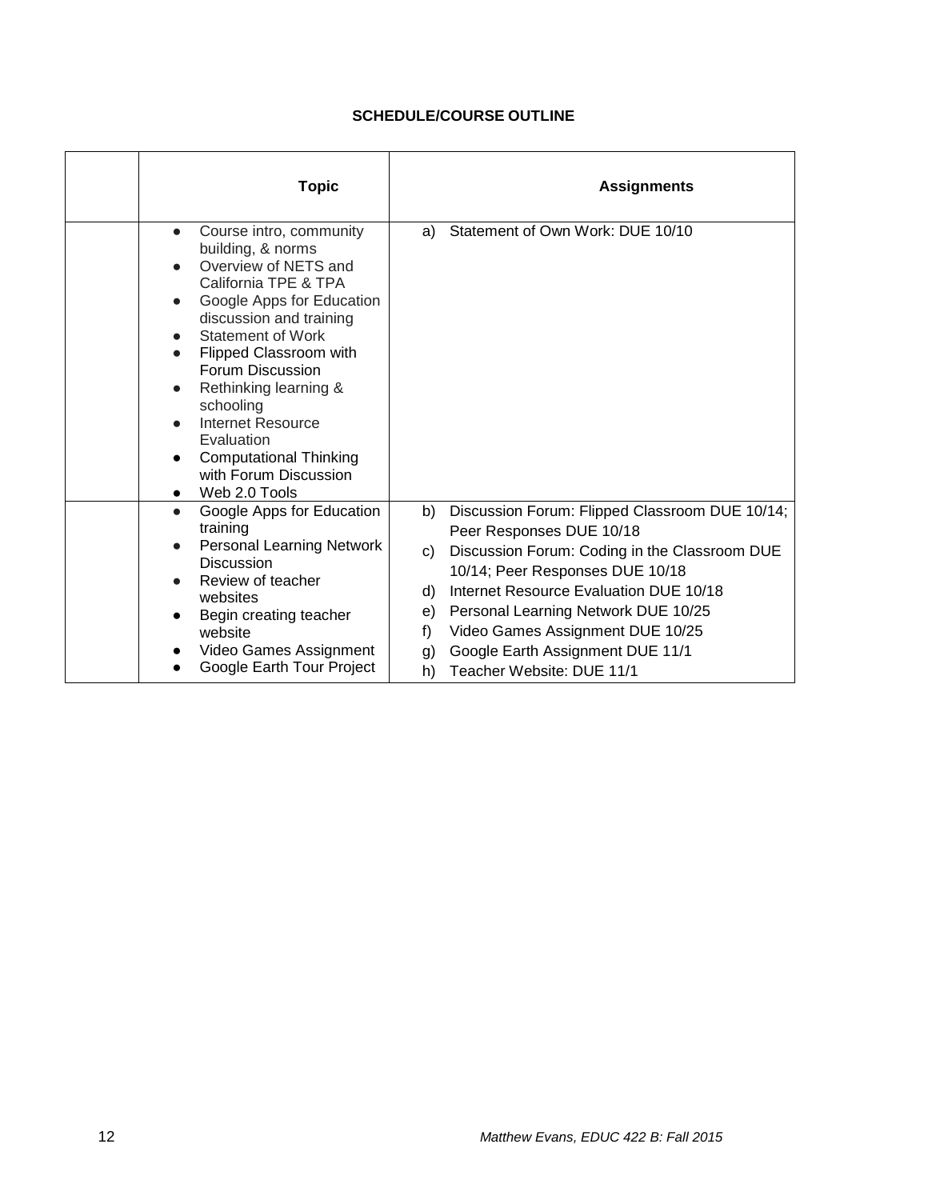**SCHEDULE/COURSE OUTLINE**

| | Topic | Assignments |
|---|---|---|
| | • Course intro, community building, & norms<br>• Overview of NETS and California TPE & TPA<br>• Google Apps for Education discussion and training<br>• Statement of Work<br>• Flipped Classroom with Forum Discussion<br>• Rethinking learning & schooling<br>• Internet Resource Evaluation<br>• Computational Thinking with Forum Discussion<br>• Web 2.0 Tools | a) Statement of Own Work: DUE 10/10 |
| | • Google Apps for Education training<br>• Personal Learning Network Discussion<br>• Review of teacher websites<br>• Begin creating teacher website<br>• Video Games Assignment<br>• Google Earth Tour Project | b) Discussion Forum: Flipped Classroom DUE 10/14; Peer Responses DUE 10/18<br>c) Discussion Forum: Coding in the Classroom DUE 10/14; Peer Responses DUE 10/18<br>d) Internet Resource Evaluation DUE 10/18<br>e) Personal Learning Network DUE 10/25<br>f) Video Games Assignment DUE 10/25<br>g) Google Earth Assignment DUE 11/1<br>h) Teacher Website: DUE 11/1 |